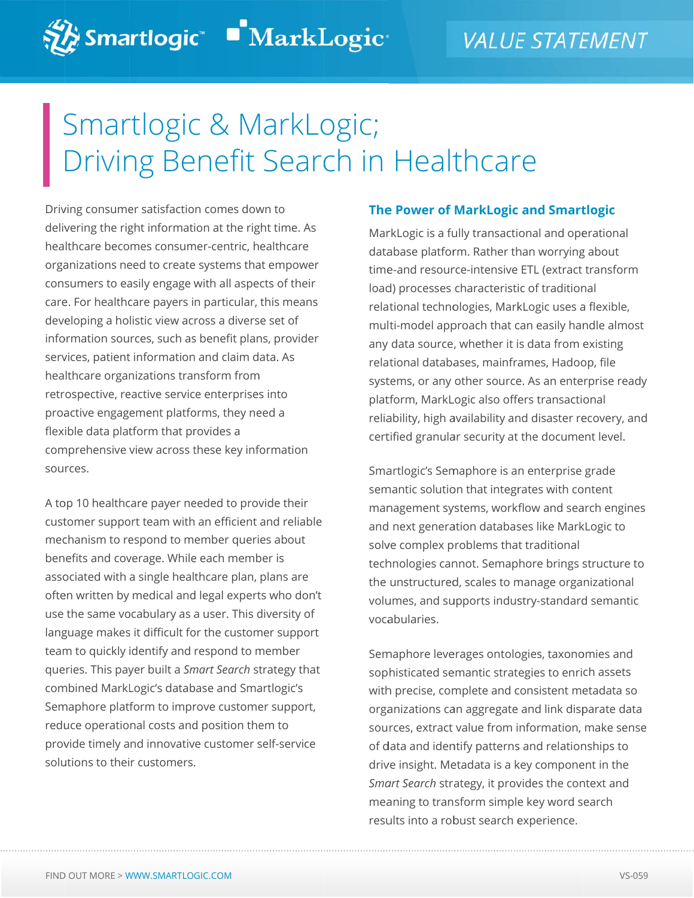VALUE STATEMENT

# Smartlogic & MarkLogic; Driving Benefit Search in Healthcare

Driving consumer satisfaction comes down to delivering the right information at the right time. As healthcare becomes consumer-centric, healthcare organizations need to create systems that empower consumers to easily engage with all aspects of their care. For healthcare payers in particular, this means developing a holistic view across a diverse set of information sources, such as benefit plans, provider services, patient information and claim data. As healthcare organizations transform from retrospective, reactive service enterprises into proactive engagement platforms, they need a flexible data platform that provides a comprehensive view across these key information sources.

A top 10 healthcare payer needed to provide their customer support team with an efficient and reliable mechanism to respond to member queries about benefits and coverage. While each member is associated with a single healthcare plan, plans are often written by medical and legal experts who don't use the same vocabulary as a user. This diversity of language makes it difficult for the customer support team to quickly identify and respond to member queries. This payer built a *Smart Search* strategy that combined MarkLogic's database and Smartlogic's Semaphore platform to improve customer support, reduce operational costs and position them to provide timely and innovative customer self-service solutions to their customers.

## The Power of MarkLogic and Smartlogic

MarkLogic is a fully transactional and operational database platform. Rather than worrying about time-and resource-intensive ETL (extract transform load) processes characteristic of traditional relational technologies, MarkLogic uses a flexible, multi-model approach that can easily handle almost any data source, whether it is data from existing relational databases, mainframes, Hadoop, file systems, or any other source. As an enterprise ready platform, MarkLogic also offers transactional reliability, high availability and disaster recovery, and certified granular security at the document level.

Smartlogic's Semaphore is an enterprise grade semantic solution that integrates with content management systems, workflow and search engines and next generation databases like MarkLogic to solve complex problems that traditional technologies cannot. Semaphore brings structure to the unstructured, scales to manage organizational volumes, and supports industry-standard semantic vocabularies.

Semaphore leverages ontologies, taxonomies and sophisticated semantic strategies to enrich assets with precise, complete and consistent metadata so organizations can aggregate and link disparate data sources, extract value from information, make sense of data and identify patterns and relationships to drive insight. Metadata is a key component in the *Smart Search* strategy, it provides the context and meaning to transform simple key word search results into a robust search experience.

FIND OUT MORE > WWW.SMARTLOGIC.COM

VS-059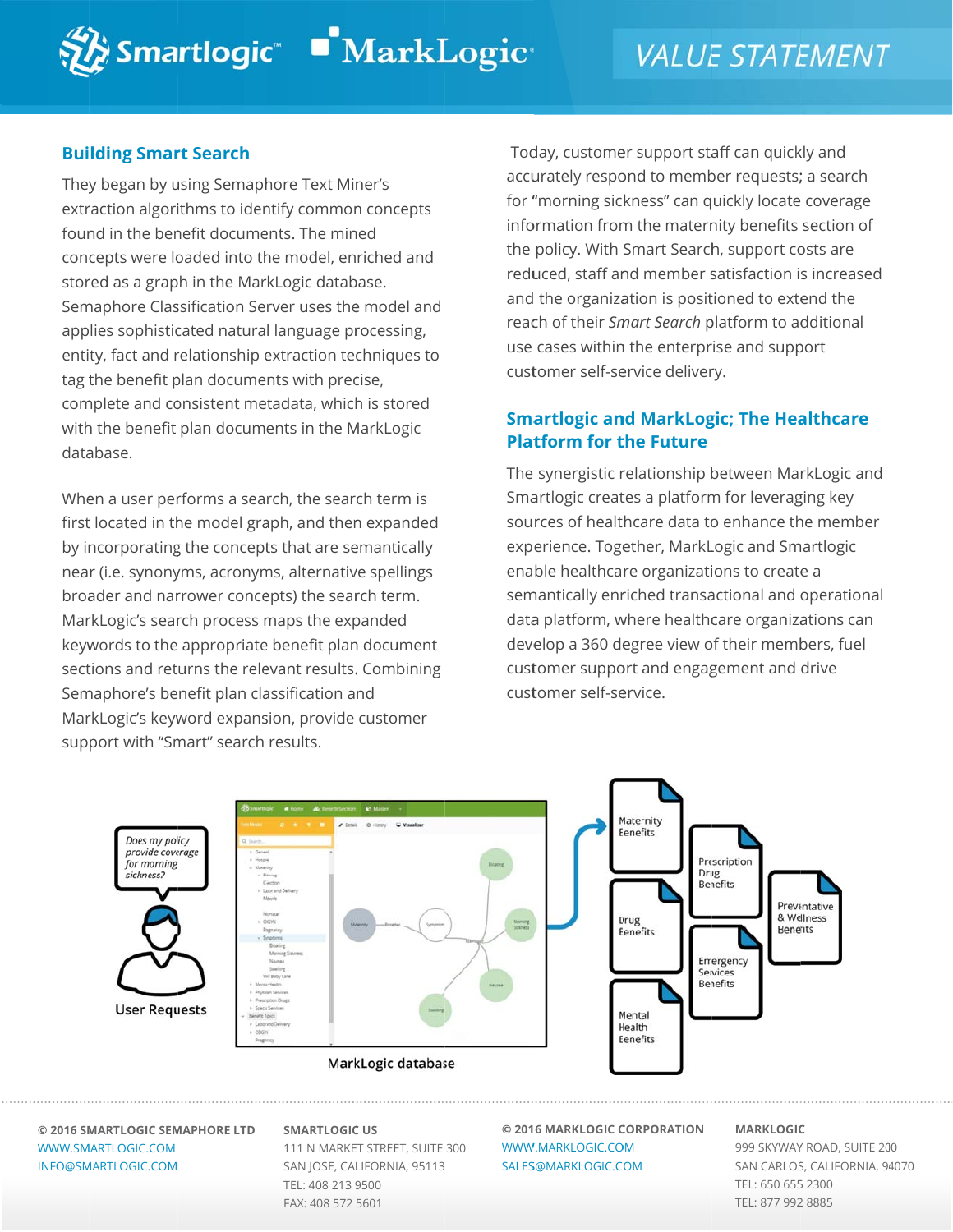## Building Smart Search

They began by using Semaphore Text Miner's extraction algorithms to identify common concepts found in the benefit documents. The mined concepts were loaded into the model, enriched and stored as a graph in the MarkLogic database. Semaphore Classification Server uses the model and applies sophisticated natural language processing, entity, fact and relationship extraction techniques to tag the benefit plan documents with precise, complete and consistent metadata, which is stored with the benefit plan documents in the MarkLogic database.

When a user performs a search, the search term is first located in the model graph, and then expanded by incorporating the concepts that are semantically near (i.e. synonyms, acronyms, alternative spellings broader and narrower concepts) the search term. MarkLogic's search process maps the expanded keywords to the appropriate benefit plan document sections and returns the relevant results. Combining Semaphore's benefit plan classification and MarkLogic's keyword expansion, provide customer support with "Smart" search results.

Today, customer support staff can quickly and accurately respond to member requests; a search for "morning sickness" can quickly locate coverage information from the maternity benefits section of the policy. With Smart Search, support costs are reduced, staff and member satisfaction is increased and the organization is positioned to extend the reach of their *Smart Search* platform to additional use cases within the enterprise and support customer self-service delivery.

## Smartlogic and MarkLogic; The Healthcare Platform for the Future

The synergistic relationship between MarkLogic and Smartlogic creates a platform for leveraging key sources of healthcare data to enhance the member experience. Together, MarkLogic and Smartlogic enable healthcare organizations to create a semantically enriched transactional and operational data platform, where healthcare organizations can develop a 360 degree view of their members, fuel customer support and engagement and drive customer self-service.

Does my policy provide coverage for morning sickness?

User Requests

MarkLogic database

Maternity Benefits

Prescription Drug Benefits

Preventative & Wellness Benefits

Drug Benefits

Emergency Services Benefits

Mental Health Benefits

---

**© 2016 SMARTLOGIC SEMAPHORE LTD**
WWW.SMARTLOGIC.COM
INFO@SMARTLOGIC.COM

**SMARTLOGIC US**
111 N MARKET STREET, SUITE 300
SAN JOSE, CALIFORNIA, 95113
TEL: 408 213 9500
FAX: 408 572 5601

**© 2016 MARKLOGIC CORPORATION**
WWW.MARKLOGIC.COM
SALES@MARKLOGIC.COM

**MARKLOGIC**
999 SKYWAY ROAD, SUITE 200
SAN CARLOS, CALIFORNIA, 94070
TEL: 650 655 2300
TEL: 877 992 8885